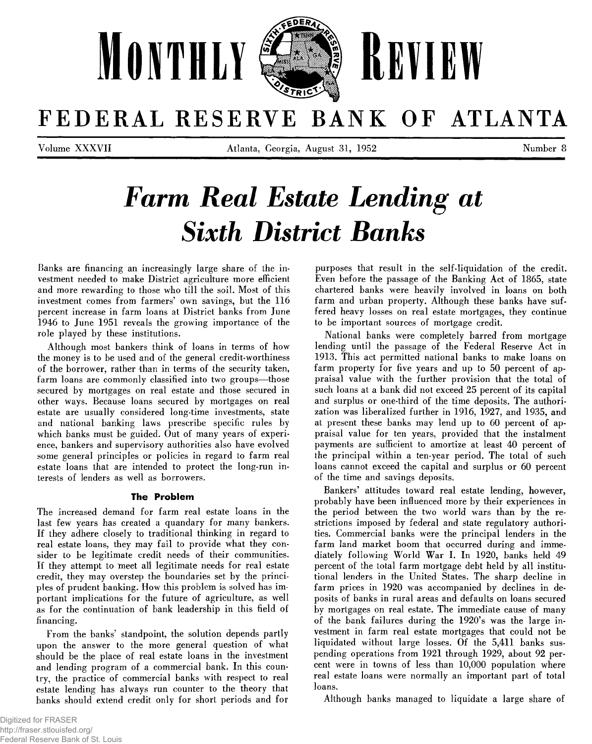# MONTHLY REVIEW

# FEDERAL RESERVE BANK OF ATLANTA

Volume XXXVII — Atlanta, Georgia, August 31, 1952 — Number 8

# *Farm Real Estate Lending at Sixth District Banks*

Banks are financing an increasingly large share of the investment needed to make District agriculture more efficient and more rewarding to those who till the soil. Most of this investment comes from farmers' own savings, but the 116 percent increase in farm loans at District banks from June 1946 to June 1951 reveals the growing importance of the role played by these institutions.

Although most bankers think of loans in terms of how the money is to be used and of the general credit-worthiness of the borrower, rather than in terms of the security taken, farm loans are commonly classified into two groups—those secured by mortgages on real estate and those secured in other ways. Because loans secured by mortgages on real estate are usually considered long-time investments, state and national banking laws prescribe specific rules by which banks must be guided. Out of many years of experience, bankers and supervisory authorities also have evolved some general principles or policies in regard to farm real estate loans that are intended to protect the long-run interests of lenders as well as borrowers.

### The Problem

The increased demand for farm real estate loans in the last few years has created a quandary for many bankers. If they adhere closely to traditional thinking in regard to real estate loans, they may fail to provide what they consider to be legitimate credit needs of their communities. If they attempt to meet all legitimate needs for real estate credit, they may overstep the boundaries set by the principles of prudent banking. How this problem is solved has important implications for the future of agriculture, as well as for the continuation of bank leadership in this field of financing.

From the banks' standpoint, the solution depends partly upon the answer to the more general question of what should be the place of real estate loans in the investment and lending program of a commercial bank. In this country, the practice of commercial banks with respect to real estate lending has always run counter to the theory that banks should extend credit only for short periods and for purposes that result in the self-liquidation of the credit. Even before the passage of the Banking Act of 1865, state chartered banks were heavily involved in loans on both farm and urban property. Although these banks have suffered heavy losses on real estate mortgages, they continue to be important sources of mortgage credit.

National banks were completely barred from mortgage lending until the passage of the Federal Reserve Act in 1913. This act permitted national banks to make loans on farm property for five years and up to 50 percent of appraisal value with the further provision that the total of such loans at a bank did not exceed 25 percent of its capital and surplus or one-third of the time deposits. The authorization was liberalized further in 1916, 1927, and 1935, and at present these banks may lend up to 60 percent of appraisal value for ten years, provided that the instalment payments are sufficient to amortize at least 40 percent of the principal within a ten-year period. The total of such loans cannot exceed the capital and surplus or 60 percent of the time and savings deposits.

Bankers' attitudes toward real estate lending, however, probably have been influenced more by their experiences in the period between the two world wars than by the restrictions imposed by federal and state regulatory authorities. Commercial banks were the principal lenders in the farm land market boom that occurred during and immediately following World War I. In 1920, banks held 49 percent of the total farm mortgage debt held by all institutional lenders in the United States. The sharp decline in farm prices in 1920 was accompanied by declines in deposits of banks in rural areas and defaults on loans secured by mortgages on real estate. The immediate cause of many of the bank failures during the 1920's was the large investment in farm real estate mortgages that could not be liquidated without large losses. Of the 5,411 banks suspending operations from 1921 through 1929, about 92 percent were in towns of less than 10,000 population where real estate loans were normally an important part of total loans.

Although banks managed to liquidate a large share of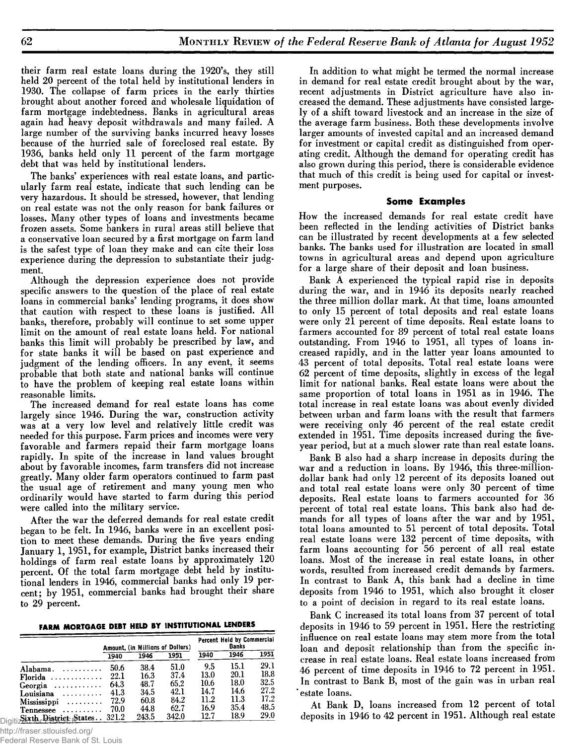their farm real estate loans during the 1920's, they still held 20 percent of the total held by institutional lenders in 1930. The collapse of farm prices in the early thirties brought about another forced and wholesale liquidation of farm mortgage indebtedness. Banks in agricultural areas again had heavy deposit withdrawals and many failed. A large number of the surviving banks incurred heavy losses because of the hurried sale of foreclosed real estate. By 1936, banks held only 11 percent of the farm mortgage debt that was held by institutional lenders.

The banks' experiences with real estate loans, and particularly farm real estate, indicate that such lending can be very hazardous. It should be stressed, however, that lending on real estate was not the only reason for bank failures or losses. Many other types of loans and investments became frozen assets. Some bankers in rural areas still believe that a conservative loan secured by a first mortgage on farm land is the safest type of loan they make and can cite their loss experience during the depression to substantiate their judgment.

Although the depression experience does not provide specific answers to the question of the place of real estate loans in commercial banks' lending programs, it does show that caution with respect to these loans is justified. All banks, therefore, probably will continue to set some upper limit on the amount of real estate loans held. For national banks this limit will probably be prescribed by law, and for state banks it will be based on past experience and judgment of the lending officers. In any event, it seems probable that both state and national banks will continue to have the problem of keeping real estate loans within reasonable limits.

The increased demand for real estate loans has come largely since 1946. During the war, construction activity was at a very low level and relatively little credit was needed for this purpose. Farm prices and incomes were very favorable and farmers repaid their farm mortgage loans rapidly. In spite of the increase in land values brought about by favorable incomes, farm transfers did not increase greatly. Many older farm operators continued to farm past the usual age of retirement and many young men who ordinarily would have started to farm during this period were called into the military service.

After the war the deferred demands for real estate credit began to be felt. In 1946, banks were in an excellent position to meet these demands. During the five years ending January 1, 1951, for example, District banks increased their holdings of farm real estate loans by approximately 120 percent. Of the total farm mortgage debt held by institutional lenders in 1946, commercial banks had only 19 percent; by 1951, commercial banks had brought their share to 29 percent.

**FARM MORTGAGE DEBT HELD BY INSTITUTIONAL LENDERS**

| | Amount, (in Millions of Dollars) | | | Percent Held by Commercial Banks | | |
|---|---|---|---|---|---|---|
| | 1940 | 1946 | 1951 | 1940 | 1946 | 1951 |
| Alabama | 50.6 | 38.4 | 51.0 | 9.5 | 15.1 | 29.1 |
| Florida | 22.1 | 16.3 | 37.4 | 13.0 | 20.1 | 18.8 |
| Georgia | 64.3 | 48.7 | 65.2 | 10.6 | 18.0 | 32.5 |
| Louisiana | 41.3 | 34.5 | 42.1 | 14.7 | 14.6 | 27.2 |
| Mississippi | 72.9 | 60.8 | 84.2 | 11.2 | 11.3 | 17.2 |
| Tennessee | 70.0 | 44.8 | 62.7 | 16.9 | 35.4 | 48.5 |
| Sixth District States | 321.2 | 243.5 | 342.0 | 12.7 | 18.9 | 29.0 |

In addition to what might be termed the normal increase in demand for real estate credit brought about by the war, recent adjustments in District agriculture have also increased the demand. These adjustments have consisted largely of a shift toward livestock and an increase in the size of the average farm business. Both these developments involve larger amounts of invested capital and an increased demand for investment or capital credit as distinguished from operating credit. Although the demand for operating credit has also grown during this period, there is considerable evidence that much of this credit is being used for capital or investment purposes.

### Some Examples

How the increased demands for real estate credit have been reflected in the lending activities of District banks can be illustrated by recent developments at a few selected banks. The banks used for illustration are located in small towns in agricultural areas and depend upon agriculture for a large share of their deposit and loan business.

Bank A experienced the typical rapid rise in deposits during the war, and in 1946 its deposits nearly reached the three million dollar mark. At that time, loans amounted to only 15 percent of total deposits and real estate loans were only 21 percent of time deposits. Real estate loans to farmers accounted for 89 percent of total real estate loans outstanding. From 1946 to 1951, all types of loans increased rapidly, and in the latter year loans amounted to 43 percent of total deposits. Total real estate loans were 62 percent of time deposits, slightly in excess of the legal limit for national banks. Real estate loans were about the same proportion of total loans in 1951 as in 1946. The total increase in real estate loans was about evenly divided between urban and farm loans with the result that farmers were receiving only 46 percent of the real estate credit extended in 1951. Time deposits increased during the five-year period, but at a much slower rate than real estate loans.

Bank B also had a sharp increase in deposits during the war and a reduction in loans. By 1946, this three-million-dollar bank had only 12 percent of its deposits loaned out and total real estate loans were only 30 percent of time deposits. Real estate loans to farmers accounted for 36 percent of total real estate loans. This bank also had demands for all types of loans after the war and by 1951, total loans amounted to 51 percent of total deposits. Total real estate loans were 132 percent of time deposits, with farm loans accounting for 56 percent of all real estate loans. Most of the increase in real estate loans, in other words, resulted from increased credit demands by farmers. In contrast to Bank A, this bank had a decline in time deposits from 1946 to 1951, which also brought it closer to a point of decision in regard to its real estate loans.

Bank C increased its total loans from 37 percent of total deposits in 1946 to 59 percent in 1951. Here the restricting influence on real estate loans may stem more from the total loan and deposit relationship than from the specific increase in real estate loans. Real estate loans increased from 46 percent of time deposits in 1946 to 72 percent in 1951. In contrast to Bank B, most of the gain was in urban real estate loans.

At Bank D, loans increased from 12 percent of total deposits in 1946 to 42 percent in 1951. Although real estate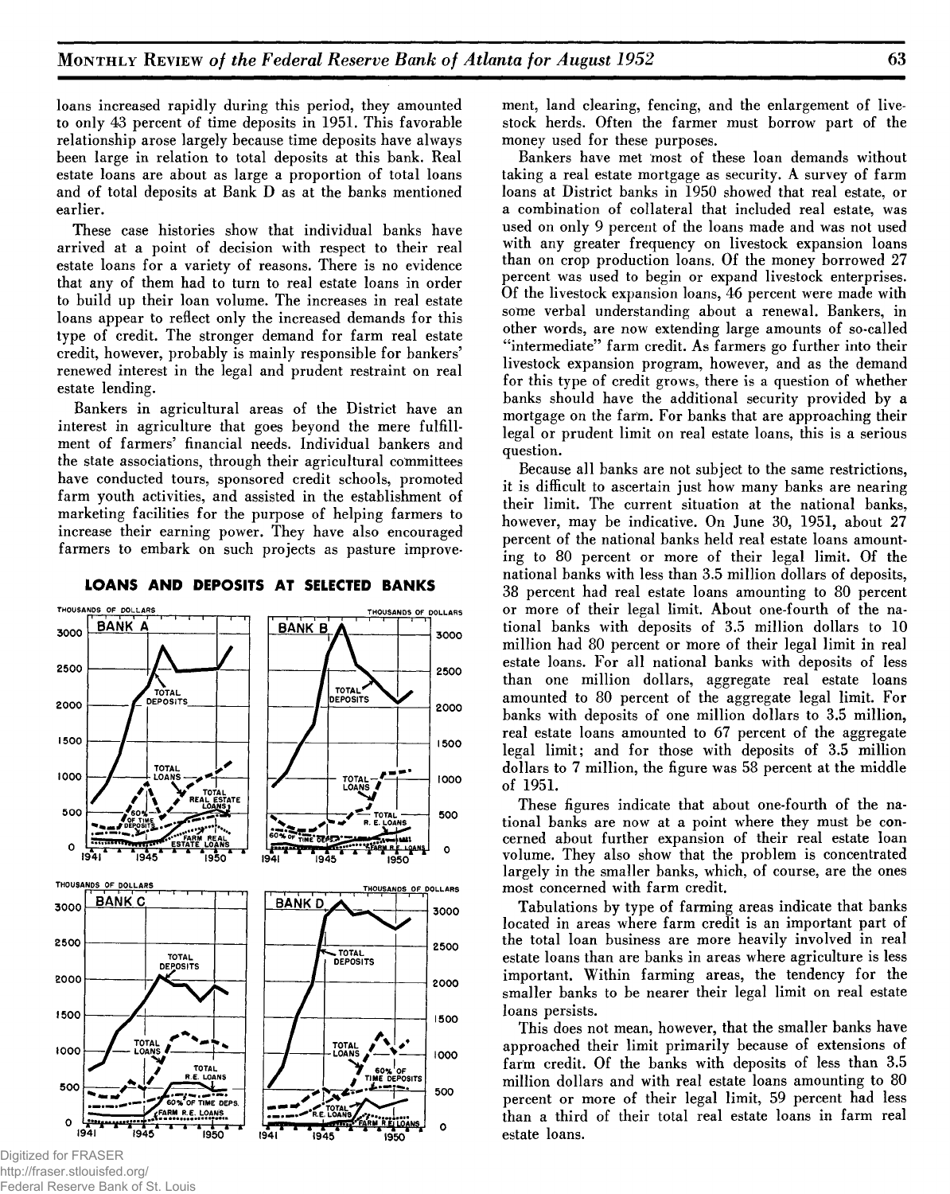loans increased rapidly during this period, they amounted to only 43 percent of time deposits in 1951. This favorable relationship arose largely because time deposits have always been large in relation to total deposits at this bank. Real estate loans are about as large a proportion of total loans and of total deposits at Bank D as at the banks mentioned earlier.

These case histories show that individual banks have arrived at a point of decision with respect to their real estate loans for a variety of reasons. There is no evidence that any of them had to turn to real estate loans in order to build up their loan volume. The increases in real estate loans appear to reflect only the increased demands for this type of credit. The stronger demand for farm real estate credit, however, probably is mainly responsible for bankers' renewed interest in the legal and prudent restraint on real estate lending.

Bankers in agricultural areas of the District have an interest in agriculture that goes beyond the mere fulfillment of farmers' financial needs. Individual bankers and the state associations, through their agricultural committees have conducted tours, sponsored credit schools, promoted farm youth activities, and assisted in the establishment of marketing facilities for the purpose of helping farmers to increase their earning power. They have also encouraged farmers to embark on such projects as pasture improvement, land clearing, fencing, and the enlargement of livestock herds. Often the farmer must borrow part of the money used for these purposes.

**LOANS AND DEPOSITS AT SELECTED BANKS**

Bankers have met most of these loan demands without taking a real estate mortgage as security. A survey of farm loans at District banks in 1950 showed that real estate, or a combination of collateral that included real estate, was used on only 9 percent of the loans made and was not used with any greater frequency on livestock expansion loans than on crop production loans. Of the money borrowed 27 percent was used to begin or expand livestock enterprises. Of the livestock expansion loans, 46 percent were made with some verbal understanding about a renewal. Bankers, in other words, are now extending large amounts of so-called "intermediate" farm credit. As farmers go further into their livestock expansion program, however, and as the demand for this type of credit grows, there is a question of whether banks should have the additional security provided by a mortgage on the farm. For banks that are approaching their legal or prudent limit on real estate loans, this is a serious question.

Because all banks are not subject to the same restrictions, it is difficult to ascertain just how many banks are nearing their limit. The current situation at the national banks, however, may be indicative. On June 30, 1951, about 27 percent of the national banks held real estate loans amounting to 80 percent or more of their legal limit. Of the national banks with less than 3.5 million dollars of deposits, 38 percent had real estate loans amounting to 80 percent or more of their legal limit. About one-fourth of the national banks with deposits of 3.5 million dollars to 10 million had 80 percent or more of their legal limit in real estate loans. For all national banks with deposits of less than one million dollars, aggregate real estate loans amounted to 80 percent of the aggregate legal limit. For banks with deposits of one million dollars to 3.5 million, real estate loans amounted to 67 percent of the aggregate legal limit; and for those with deposits of 3.5 million dollars to 7 million, the figure was 58 percent at the middle of 1951.

These figures indicate that about one-fourth of the national banks are now at a point where they must be concerned about further expansion of their real estate loan volume. They also show that the problem is concentrated largely in the smaller banks, which, of course, are the ones most concerned with farm credit.

Tabulations by type of farming areas indicate that banks located in areas where farm credit is an important part of the total loan business are more heavily involved in real estate loans than are banks in areas where agriculture is less important. Within farming areas, the tendency for the smaller banks to be nearer their legal limit on real estate loans persists.

This does not mean, however, that the smaller banks have approached their limit primarily because of extensions of farm credit. Of the banks with deposits of less than 3.5 million dollars and with real estate loans amounting to 80 percent or more of their legal limit, 59 percent had less than a third of their total real estate loans in farm real estate loans.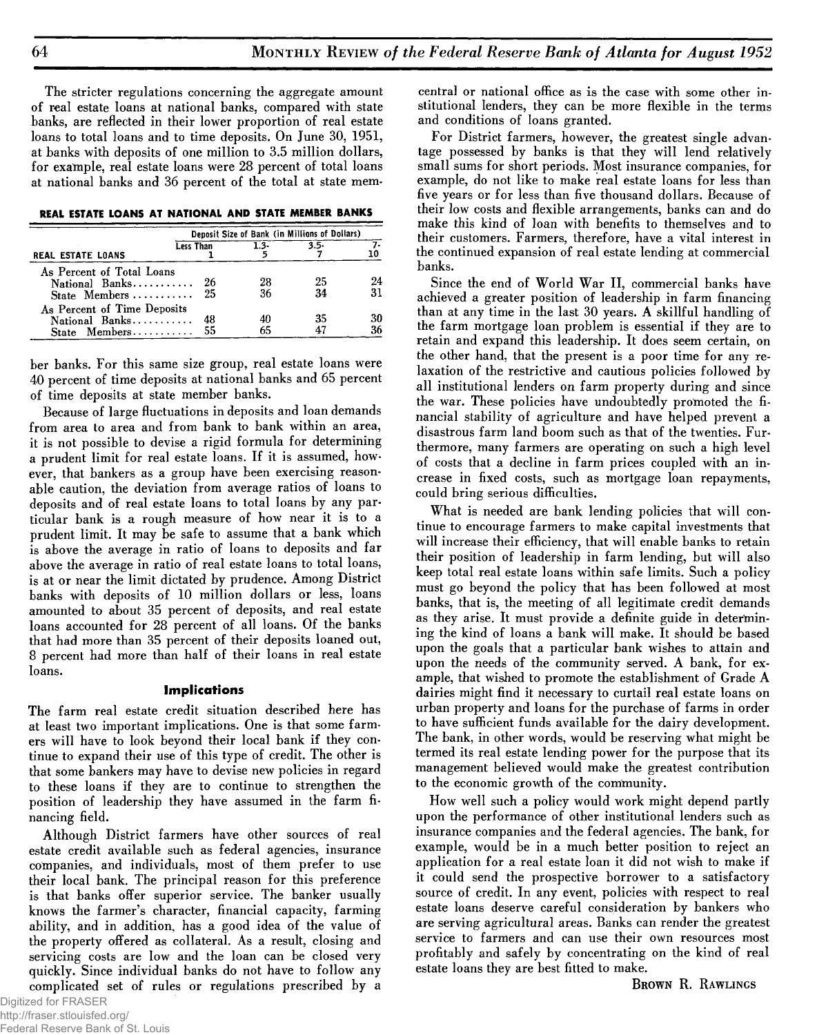The stricter regulations concerning the aggregate amount of real estate loans at national banks, compared with state banks, are reflected in their lower proportion of real estate loans to total loans and to time deposits. On June 30, 1951, at banks with deposits of one million to 3.5 million dollars, for example, real estate loans were 28 percent of total loans at national banks and 36 percent of the total at state member banks. For this same size group, real estate loans were 40 percent of time deposits at national banks and 65 percent of time deposits at state member banks.

**REAL ESTATE LOANS AT NATIONAL AND STATE MEMBER BANKS**

| | Deposit Size of Bank (in Millions of Dollars) | | | |
|---|---|---|---|---|
| REAL ESTATE LOANS | Less Than 1 | 1.3-5 | 3.5-7 | 7-10 |
| As Percent of Total Loans | | | | |
| National Banks | 26 | 28 | 25 | 24 |
| State Members | 25 | 36 | 34 | 31 |
| As Percent of Time Deposits | | | | |
| National Banks | 48 | 40 | 35 | 30 |
| State Members | 55 | 65 | 47 | 36 |

Because of large fluctuations in deposits and loan demands from area to area and from bank to bank within an area, it is not possible to devise a rigid formula for determining a prudent limit for real estate loans. If it is assumed, however, that bankers as a group have been exercising reasonable caution, the deviation from average ratios of loans to deposits and of real estate loans to total loans by any particular bank is a rough measure of how near it is to a prudent limit. It may be safe to assume that a bank which is above the average in ratio of loans to deposits and far above the average in ratio of real estate loans to total loans, is at or near the limit dictated by prudence. Among District banks with deposits of 10 million dollars or less, loans amounted to about 35 percent of deposits, and real estate loans accounted for 28 percent of all loans. Of the banks that had more than 35 percent of their deposits loaned out, 8 percent had more than half of their loans in real estate loans.

### Implications

The farm real estate credit situation described here has at least two important implications. One is that some farmers will have to look beyond their local bank if they continue to expand their use of this type of credit. The other is that some bankers may have to devise new policies in regard to these loans if they are to continue to strengthen the position of leadership they have assumed in the farm financing field.

Although District farmers have other sources of real estate credit available such as federal agencies, insurance companies, and individuals, most of them prefer to use their local bank. The principal reason for this preference is that banks offer superior service. The banker usually knows the farmer's character, financial capacity, farming ability, and in addition, has a good idea of the value of the property offered as collateral. As a result, closing and servicing costs are low and the loan can be closed very quickly. Since individual banks do not have to follow any complicated set of rules or regulations prescribed by a central or national office as is the case with some other institutional lenders, they can be more flexible in the terms and conditions of loans granted.

For District farmers, however, the greatest single advantage possessed by banks is that they will lend relatively small sums for short periods. Most insurance companies, for example, do not like to make real estate loans for less than five years or for less than five thousand dollars. Because of their low costs and flexible arrangements, banks can and do make this kind of loan with benefits to themselves and to their customers. Farmers, therefore, have a vital interest in the continued expansion of real estate lending at commercial banks.

Since the end of World War II, commercial banks have achieved a greater position of leadership in farm financing than at any time in the last 30 years. A skillful handling of the farm mortgage loan problem is essential if they are to retain and expand this leadership. It does seem certain, on the other hand, that the present is a poor time for any relaxation of the restrictive and cautious policies followed by all institutional lenders on farm property during and since the war. These policies have undoubtedly promoted the financial stability of agriculture and have helped prevent a disastrous farm land boom such as that of the twenties. Furthermore, many farmers are operating on such a high level of costs that a decline in farm prices coupled with an increase in fixed costs, such as mortgage loan repayments, could bring serious difficulties.

What is needed are bank lending policies that will continue to encourage farmers to make capital investments that will increase their efficiency, that will enable banks to retain their position of leadership in farm lending, but will also keep total real estate loans within safe limits. Such a policy must go beyond the policy that has been followed at most banks, that is, the meeting of all legitimate credit demands as they arise. It must provide a definite guide in determining the kind of loans a bank will make. It should be based upon the goals that a particular bank wishes to attain and upon the needs of the community served. A bank, for example, that wished to promote the establishment of Grade A dairies might find it necessary to curtail real estate loans on urban property and loans for the purchase of farms in order to have sufficient funds available for the dairy development. The bank, in other words, would be reserving what might be termed its real estate lending power for the purpose that its management believed would make the greatest contribution to the economic growth of the community.

How well such a policy would work might depend partly upon the performance of other institutional lenders such as insurance companies and the federal agencies. The bank, for example, would be in a much better position to reject an application for a real estate loan it did not wish to make if it could send the prospective borrower to a satisfactory source of credit. In any event, policies with respect to real estate loans deserve careful consideration by bankers who are serving agricultural areas. Banks can render the greatest service to farmers and can use their own resources most profitably and safely by concentrating on the kind of real estate loans they are best fitted to make.

BROWN R. RAWLINGS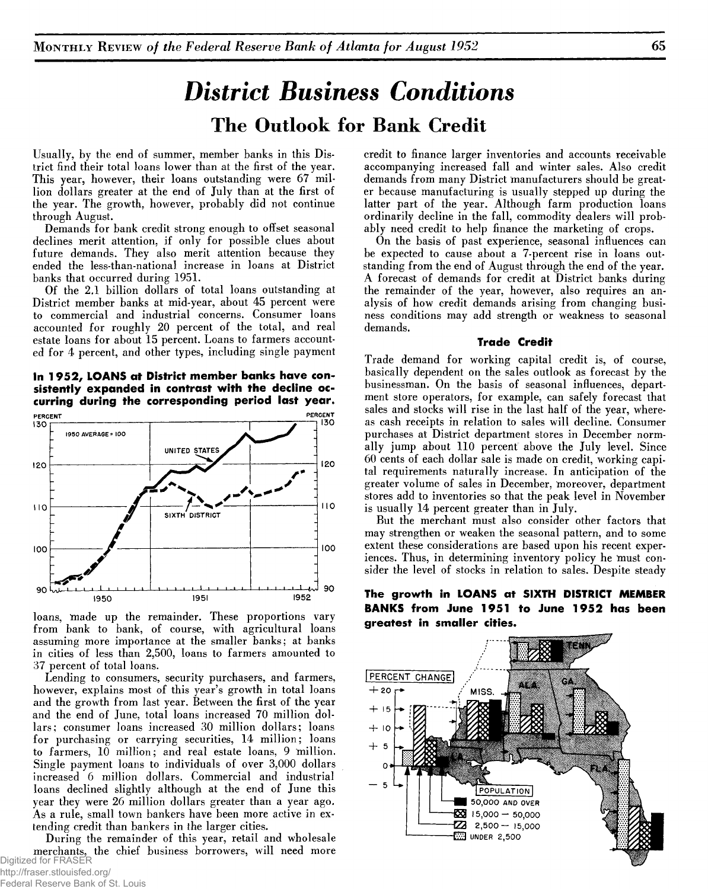# District Business Conditions

## The Outlook for Bank Credit

Usually, by the end of summer, member banks in this District find their total loans lower than at the first of the year. This year, however, their loans outstanding were 67 million dollars greater at the end of July than at the first of the year. The growth, however, probably did not continue through August.

Demands for bank credit strong enough to offset seasonal declines merit attention, if only for possible clues about future demands. They also merit attention because they ended the less-than-national increase in loans at District banks that occurred during 1951.

Of the 2.1 billion dollars of total loans outstanding at District member banks at mid-year, about 45 percent were to commercial and industrial concerns. Consumer loans accounted for roughly 20 percent of the total, and real estate loans for about 15 percent. Loans to farmers accounted for 4 percent, and other types, including single payment loans, made up the remainder. These proportions vary from bank to bank, of course, with agricultural loans assuming more importance at the smaller banks; at banks in cities of less than 2,500, loans to farmers amounted to 37 percent of total loans.

**In 1952, LOANS at District member banks have consistently expanded in contrast with the decline occurring during the corresponding period last year.**

Lending to consumers, security purchasers, and farmers, however, explains most of this year's growth in total loans and the growth from last year. Between the first of the year and the end of June, total loans increased 70 million dollars; consumer loans increased 30 million dollars; loans for purchasing or carrying securities, 14 million; loans to farmers, 10 million; and real estate loans, 9 million. Single payment loans to individuals of over 3,000 dollars increased 6 million dollars. Commercial and industrial loans declined slightly although at the end of June this year they were 26 million dollars greater than a year ago. As a rule, small town bankers have been more active in extending credit than bankers in the larger cities.

During the remainder of this year, retail and wholesale merchants, the chief business borrowers, will need more credit to finance larger inventories and accounts receivable accompanying increased fall and winter sales. Also credit demands from many District manufacturers should be greater because manufacturing is usually stepped up during the latter part of the year. Although farm production loans ordinarily decline in the fall, commodity dealers will probably need credit to help finance the marketing of crops.

On the basis of past experience, seasonal influences can be expected to cause about a 7-percent rise in loans outstanding from the end of August through the end of the year. A forecast of demands for credit at District banks during the remainder of the year, however, also requires an analysis of how credit demands arising from changing business conditions may add strength or weakness to seasonal demands.

### Trade Credit

Trade demand for working capital credit is, of course, basically dependent on the sales outlook as forecast by the businessman. On the basis of seasonal influences, department store operators, for example, can safely forecast that sales and stocks will rise in the last half of the year, whereas cash receipts in relation to sales will decline. Consumer purchases at District department stores in December normally jump about 110 percent above the July level. Since 60 cents of each dollar sale is made on credit, working capital requirements naturally increase. In anticipation of the greater volume of sales in December, moreover, department stores add to inventories so that the peak level in November is usually 14 percent greater than in July.

But the merchant must also consider other factors that may strengthen or weaken the seasonal pattern, and to some extent these considerations are based upon his recent experiences. Thus, in determining inventory policy he must consider the level of stocks in relation to sales. Despite steady

**The growth in LOANS at SIXTH DISTRICT MEMBER BANKS from June 1951 to June 1952 has been greatest in smaller cities.**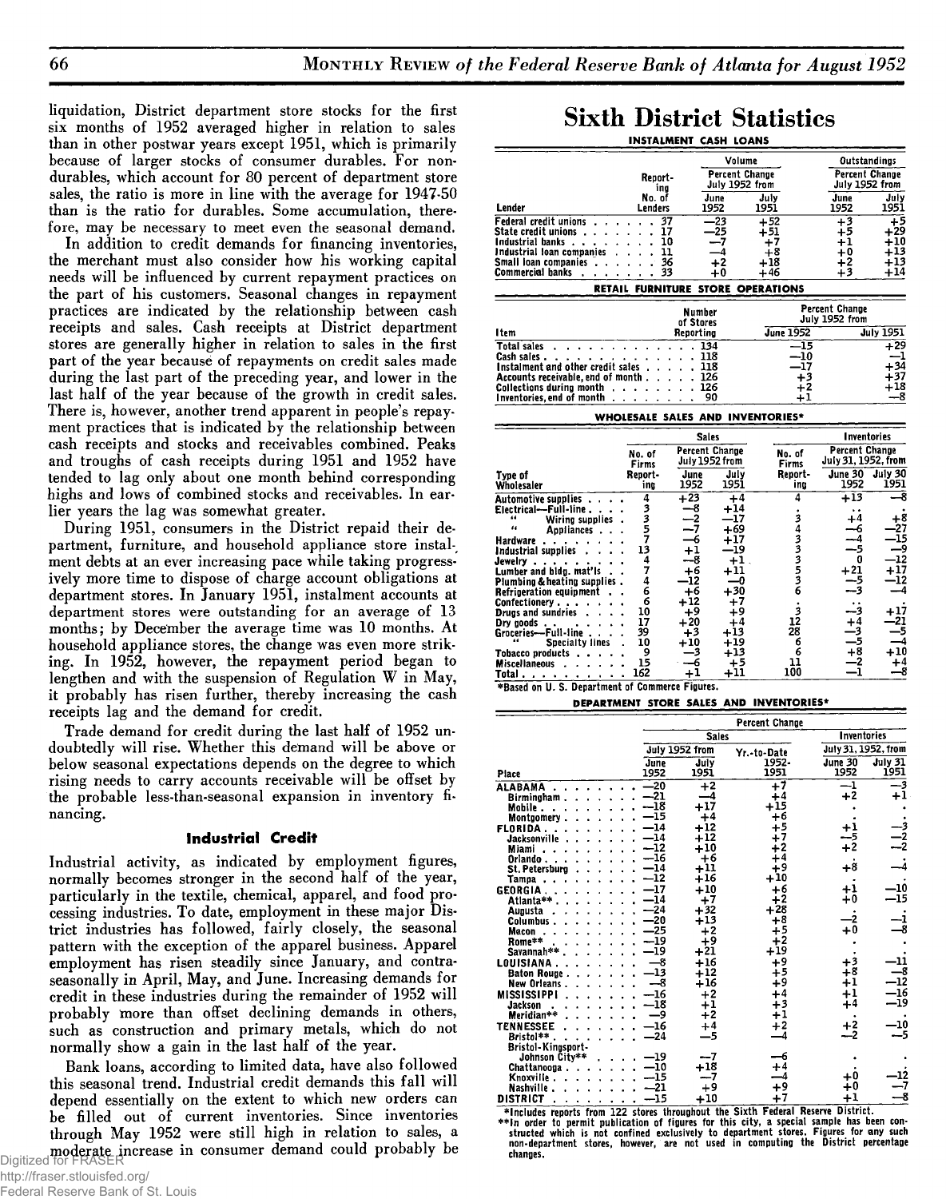liquidation, District department store stocks for the first six months of 1952 averaged higher in relation to sales than in other postwar years except 1951, which is primarily because of larger stocks of consumer durables. For nondurables, which account for 80 percent of department store sales, the ratio is more in line with the average for 1947-50 than is the ratio for durables. Some accumulation, therefore, may be necessary to meet even the seasonal demand.

In addition to credit demands for financing inventories, the merchant must also consider how his working capital needs will be influenced by current repayment practices on the part of his customers. Seasonal changes in repayment practices are indicated by the relationship between cash receipts and sales. Cash receipts at District department stores are generally higher in relation to sales in the first part of the year because of repayments on credit sales made during the last part of the preceding year, and lower in the last half of the year because of the growth in credit sales. There is, however, another trend apparent in people's repayment practices that is indicated by the relationship between cash receipts and stocks and receivables combined. Peaks and troughs of cash receipts during 1951 and 1952 have tended to lag only about one month behind corresponding highs and lows of combined stocks and receivables. In earlier years the lag was somewhat greater.

During 1951, consumers in the District repaid their department, furniture, and household appliance store instalment debts at an ever increasing pace while taking progressively more time to dispose of charge account obligations at department stores. In January 1951, instalment accounts at department stores were outstanding for an average of 13 months; by December the average time was 10 months. At household appliance stores, the change was even more striking. In 1952, however, the repayment period began to lengthen and with the suspension of Regulation W in May, it probably has risen further, thereby increasing the cash receipts lag and the demand for credit.

Trade demand for credit during the last half of 1952 undoubtedly will rise. Whether this demand will be above or below seasonal expectations depends on the degree to which rising needs to carry accounts receivable will be offset by the probable less-than-seasonal expansion in inventory financing.

### Industrial Credit

Industrial activity, as indicated by employment figures, normally becomes stronger in the second half of the year, particularly in the textile, chemical, apparel, and food processing industries. To date, employment in these major District industries has followed, fairly closely, the seasonal pattern with the exception of the apparel business. Apparel employment has risen steadily since January, and contraseasonally in April, May, and June. Increasing demands for credit in these industries during the remainder of 1952 will probably more than offset declining demands in others, such as construction and primary metals, which do not normally show a gain in the last half of the year.

Bank loans, according to limited data, have also followed this seasonal trend. Industrial credit demands this fall will depend essentially on the extent to which new orders can be filled out of current inventories. Since inventories through May 1952 were still high in relation to sales, a moderate increase in consumer demand could probably be

# Sixth District Statistics

**INSTALMENT CASH LOANS**

| Lender | Reporting No. of Lenders | Volume: Percent Change July 1952 from June 1952 | Volume: July 1951 | Outstandings: Percent Change July 1952 from June 1952 | Outstandings: July 1951 |
|---|---|---|---|---|---|
| Federal credit unions | 37 | —23 | +52 | +3 | +5 |
| State credit unions | 17 | —25 | +51 | +5 | +29 |
| Industrial banks | 10 | —7 | +7 | +1 | +10 |
| Industrial loan companies | 11 | —4 | +8 | +0 | +13 |
| Small loan companies | 36 | +2 | +18 | +2 | +13 |
| Commercial banks | 33 | +0 | +46 | +3 | +14 |

**RETAIL FURNITURE STORE OPERATIONS**

| Item | Number of Stores Reporting | Percent Change July 1952 from June 1952 | July 1951 |
|---|---|---|---|
| Total sales | 134 | —15 | +29 |
| Cash sales | 118 | —10 | —1 |
| Instalment and other credit sales | 118 | —17 | +34 |
| Accounts receivable, end of month | 126 | +3 | +37 |
| Collections during month | 126 | +2 | +18 |
| Inventories, end of month | 90 | +1 | —8 |

**WHOLESALE SALES AND INVENTORIES***

| Type of Wholesaler | Sales: No. of Firms Reporting | Sales: Percent Change July 1952 from June 1952 | Sales: July 1951 | Inventories: No. of Firms Reporting | Inventories: Percent Change July 31, 1952, from June 30 1952 | Inventories: July 31 1951 |
|---|---|---|---|---|---|---|
| Automotive supplies | 4 | +23 | +4 | 4 | +13 | —8 |
| Electrical—Full-line | 3 | —8 | +14 | . | . . | . |
| " Wiring supplies | 3 | —2 | —17 | 3 | +4 | +8 |
| " Appliances | 5 | —7 | +69 | 4 | —6 | —27 |
| Hardware | 7 | —6 | +17 | 3 | —4 | —15 |
| Industrial supplies | 13 | +1 | —19 | 3 | —5 | —9 |
| Jewelry | 4 | —8 | +1 | 3 | 0 | —12 |
| Lumber and bldg. mat'ls | 7 | +6 | +11 | 5 | +21 | +17 |
| Plumbing & heating supplies | 4 | —12 | —0 | 3 | —5 | —12 |
| Refrigeration equipment | 6 | +6 | +30 | 6 | —3 | —4 |
| Confectionery | 6 | +12 | +7 | . | . . | . |
| Drugs and sundries | 10 | +9 | +9 | 3 | —3 | +17 |
| Dry goods | 17 | +20 | +4 | 12 | +4 | —21 |
| Groceries—Full-line | 39 | +3 | +13 | 28 | —3 | —5 |
| " Specialty lines | 10 | +10 | +19 | 6 | —5 | —4 |
| Tobacco products | 9 | —3 | +13 | 6 | +8 | +10 |
| Miscellaneous | 15 | —6 | +5 | 11 | —2 | +4 |
| Total | 162 | +1 | +11 | 100 | —1 | —8 |

*Based on U. S. Department of Commerce Figures.

**DEPARTMENT STORE SALES AND INVENTORIES***

| Place | Sales: July 1952 from June 1952 | Sales: July 1951 | Sales: Yr.-to-Date 1952-1951 | Inventories: July 31, 1952, from June 30 1952 | Inventories: July 31 1951 |
|---|---|---|---|---|---|
| ALABAMA | —20 | +2 | +7 | —1 | —3 |
| Birmingham | —21 | —4 | +4 | +2 | +1 |
| Mobile | —18 | +17 | +15 | . | . |
| Montgomery | —15 | +4 | +6 | . | . |
| FLORIDA | —14 | +12 | +5 | +1 | —3 |
| Jacksonville | —14 | +12 | +7 | —5 | —2 |
| Miami | —12 | +10 | +2 | +2 | —2 |
| Orlando | —16 | +6 | +4 | . | . |
| St. Petersburg | —14 | +11 | +9 | +8 | —4 |
| Tampa | —12 | +16 | +10 | . | . |
| GEORGIA | —17 | +10 | +6 | +1 | —10 |
| Atlanta** | —14 | +7 | +2 | +0 | —15 |
| Augusta | —24 | +32 | +28 | . | . |
| Columbus | —20 | +13 | +8 | —2 | —1 |
| Macon | —25 | +2 | +5 | +0 | —8 |
| Rome** | —19 | +9 | +2 | . | . |
| Savannah** | —19 | +21 | +19 | . | . |
| LOUISIANA | —8 | +16 | +9 | +3 | —11 |
| Baton Rouge | —13 | +12 | +5 | +8 | —8 |
| New Orleans | —8 | +16 | +9 | +1 | —12 |
| MISSISSIPPI | —16 | +2 | +4 | +1 | —16 |
| Jackson | —18 | +1 | +3 | +4 | —19 |
| Meridian** | —9 | +2 | +1 | . | . |
| TENNESSEE | —16 | +4 | +2 | +2 | —10 |
| Bristol** | —24 | —5 | —4 | —2 | —5 |
| Bristol-Kingsport-Johnson City** | —19 | —7 | —6 | . | . |
| Chattanooga | —10 | +18 | +4 | . | . |
| Knoxville | —15 | —7 | —4 | +0 | —12 |
| Nashville | —21 | +9 | +9 | +0 | —7 |
| DISTRICT | —15 | +10 | +7 | +1 | —8 |

*Includes reports from 122 stores throughout the Sixth Federal Reserve District.

**In order to permit publication of figures for this city, a special sample has been constructed which is not confined exclusively to department stores. Figures for any such non-department stores, however, are not used in computing the District percentage changes.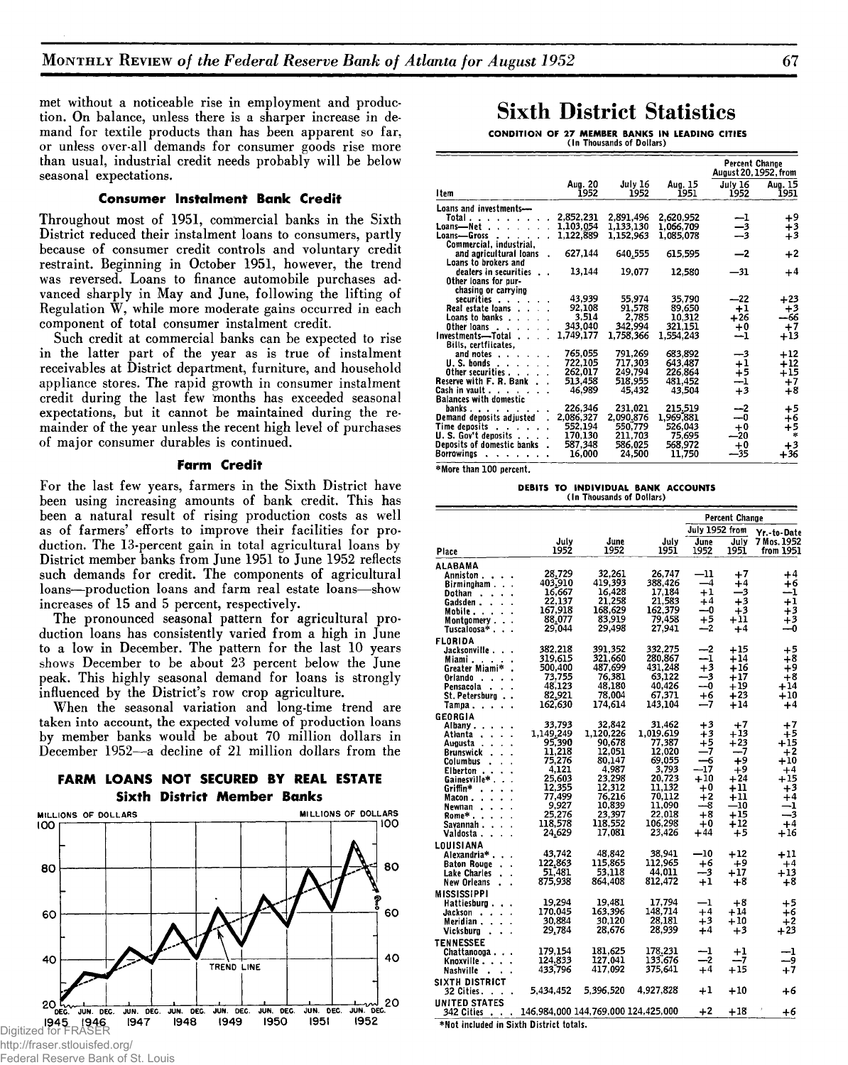met without a noticeable rise in employment and production. On balance, unless there is a sharper increase in demand for textile products than has been apparent so far, or unless over-all demands for consumer goods rise more than usual, industrial credit needs probably will be below seasonal expectations.

### Consumer Instalment Bank Credit

Throughout most of 1951, commercial banks in the Sixth District reduced their instalment loans to consumers, partly because of consumer credit controls and voluntary credit restraint. Beginning in October 1951, however, the trend was reversed. Loans to finance automobile purchases advanced sharply in May and June, following the lifting of Regulation W, while more moderate gains occurred in each component of total consumer instalment credit.

Such credit at commercial banks can be expected to rise in the latter part of the year as is true of instalment receivables at District department, furniture, and household appliance stores. The rapid growth in consumer instalment credit during the last few months has exceeded seasonal expectations, but it cannot be maintained during the remainder of the year unless the recent high level of purchases of major consumer durables is continued.

### Farm Credit

For the last few years, farmers in the Sixth District have been using increasing amounts of bank credit. This has been a natural result of rising production costs as well as of farmers' efforts to improve their facilities for production. The 13-percent gain in total agricultural loans by District member banks from June 1951 to June 1952 reflects such demands for credit. The components of agricultural loans—production loans and farm real estate loans—show increases of 15 and 5 percent, respectively.

The pronounced seasonal pattern for agricultural production loans has consistently varied from a high in June to a low in December. The pattern for the last 10 years shows December to be about 23 percent below the June peak. This highly seasonal demand for loans is strongly influenced by the District's row crop agriculture.

When the seasonal variation and long-time trend are taken into account, the expected volume of production loans by member banks would be about 70 million dollars in December 1952—a decline of 21 million dollars from the

**FARM LOANS NOT SECURED BY REAL ESTATE**
**Sixth District Member Banks**

MILLIONS OF DOLLARS — TREND LINE — DEC. 1945 to DEC. 1952

# Sixth District Statistics

**CONDITION OF 27 MEMBER BANKS IN LEADING CITIES**
(In Thousands of Dollars)

| Item | Aug. 20 1952 | July 16 1952 | Aug. 15 1951 | Percent Change August 20, 1952, from July 16 1952 | Aug. 15 1951 |
|---|---|---|---|---|---|
| Loans and investments—Total | 2,852,231 | 2,891,496 | 2,620,952 | —1 | +9 |
| Loans—Net | 1,103,054 | 1,133,130 | 1,066,709 | —3 | +3 |
| Loans—Gross | 1,122,889 | 1,152,963 | 1,085,078 | —3 | +3 |
| Commercial, industrial, and agricultural loans | 627,144 | 640,555 | 615,595 | —2 | +2 |
| Loans to brokers and dealers in securities | 13,144 | 19,077 | 12,580 | —31 | +4 |
| Other loans for purchasing or carrying securities | 43,939 | 55,974 | 35,790 | —22 | +23 |
| Real estate loans | 92,108 | 91,578 | 89,650 | +1 | +3 |
| Loans to banks | 3,514 | 2,785 | 10,312 | +26 | —66 |
| Other loans | 343,040 | 342,994 | 321,151 | +0 | +7 |
| Investments—Total | 1,749,177 | 1,758,366 | 1,554,243 | —1 | +13 |
| Bills, certificates, and notes | 765,055 | 791,269 | 683,892 | —3 | +12 |
| U. S. bonds | 722,105 | 717,303 | 643,487 | +1 | +12 |
| Other securities | 262,017 | 249,794 | 226,864 | +5 | +15 |
| Reserve with F. R. Bank | 513,458 | 518,955 | 481,452 | —1 | +7 |
| Cash in vault | 46,989 | 45,432 | 43,504 | +3 | +8 |
| Balances with domestic banks | 226,346 | 231,021 | 215,519 | —2 | +5 |
| Demand deposits adjusted | 2,086,327 | 2,090,876 | 1,969,881 | —0 | +6 |
| Time deposits | 552,194 | 550,779 | 526,043 | +0 | +5 |
| U. S. Gov't deposits | 170,130 | 211,703 | 75,695 | —20 | * |
| Deposits of domestic banks | 587,348 | 586,025 | 568,972 | +0 | +3 |
| Borrowings | 16,000 | 24,500 | 11,750 | —35 | +36 |

*More than 100 percent.

**DEBITS TO INDIVIDUAL BANK ACCOUNTS**
(In Thousands of Dollars)

| Place | July 1952 | June 1952 | July 1951 | Percent Change July 1952 from June 1952 | July 1951 | Yr.-to-Date 7 Mos. 1952 from 1951 |
|---|---|---|---|---|---|---|
| **ALABAMA** | | | | | | |
| Anniston | 28,729 | 32,261 | 26,747 | —11 | +7 | +4 |
| Birmingham | 403,910 | 419,393 | 388,426 | —4 | +4 | +6 |
| Dothan | 16,667 | 16,428 | 17,184 | +1 | —3 | —1 |
| Gadsden | 22,137 | 21,258 | 21,583 | +4 | +3 | +1 |
| Mobile | 167,918 | 168,629 | 162,379 | —0 | +3 | +3 |
| Montgomery | 88,077 | 83,919 | 79,458 | +5 | +11 | +3 |
| Tuscaloosa* | 29,044 | 29,498 | 27,941 | —2 | +4 | —0 |
| **FLORIDA** | | | | | | |
| Jacksonville | 382,218 | 391,352 | 332,275 | —2 | +15 | +5 |
| Miami | 319,615 | 321,660 | 280,867 | —1 | +14 | +8 |
| Greater Miami* | 500,400 | 487,699 | 431,248 | +3 | +16 | +9 |
| Orlando | 73,755 | 76,381 | 63,122 | —3 | +17 | +8 |
| Pensacola | 48,123 | 48,180 | 40,426 | —0 | +19 | +14 |
| St. Petersburg | 82,921 | 78,004 | 67,371 | +6 | +23 | +10 |
| Tampa | 162,630 | 174,614 | 143,104 | —7 | +14 | +4 |
| **GEORGIA** | | | | | | |
| Albany | 33,793 | 32,842 | 31,462 | +3 | +7 | +7 |
| Atlanta | 1,149,249 | 1,120,226 | 1,019,619 | +3 | +13 | +5 |
| Augusta | 95,390 | 90,678 | 77,387 | +5 | +23 | +15 |
| Brunswick | 11,218 | 12,051 | 12,020 | —7 | —7 | +2 |
| Columbus | 75,276 | 80,147 | 69,055 | —6 | +9 | +10 |
| Elberton | 4,121 | 4,987 | 3,793 | —17 | +9 | +4 |
| Gainesville* | 25,603 | 23,298 | 20,723 | +10 | +24 | +15 |
| Griffin* | 12,355 | 12,312 | 11,132 | +0 | +11 | +3 |
| Macon | 77,499 | 76,216 | 70,112 | +2 | +11 | +4 |
| Newnan | 9,927 | 10,839 | 11,090 | —8 | —10 | —1 |
| Rome* | 25,276 | 23,397 | 22,018 | +8 | +15 | —3 |
| Savannah | 118,578 | 118,552 | 106,298 | +0 | +12 | +4 |
| Valdosta | 24,629 | 17,081 | 23,426 | +44 | +5 | +16 |
| **LOUISIANA** | | | | | | |
| Alexandria* | 43,742 | 48,842 | 38,941 | —10 | +12 | +11 |
| Baton Rouge | 122,863 | 115,865 | 112,965 | +6 | +9 | +4 |
| Lake Charles | 51,481 | 53,118 | 44,011 | —3 | +17 | +13 |
| New Orleans | 875,938 | 864,408 | 812,472 | +1 | +8 | +8 |
| **MISSISSIPPI** | | | | | | |
| Hattiesburg | 19,294 | 19,481 | 17,794 | —1 | +8 | +5 |
| Jackson | 170,045 | 163,396 | 148,714 | +4 | +14 | +6 |
| Meridian | 30,884 | 30,120 | 28,181 | +3 | +10 | +2 |
| Vicksburg | 29,784 | 28,676 | 28,939 | +4 | +3 | +23 |
| **TENNESSEE** | | | | | | |
| Chattanooga | 179,154 | 181,625 | 178,231 | —1 | +1 | —1 |
| Knoxville | 124,833 | 127,041 | 133,676 | —2 | —7 | —9 |
| Nashville | 433,796 | 417,092 | 375,641 | +4 | +15 | +7 |
| **SIXTH DISTRICT** 32 Cities | 5,434,452 | 5,396,520 | 4,927,828 | +1 | +10 | +6 |
| **UNITED STATES** 342 Cities | 146,984,000 | 144,769,000 | 124,425,000 | +2 | +18 | +6 |

*Not included in Sixth District totals.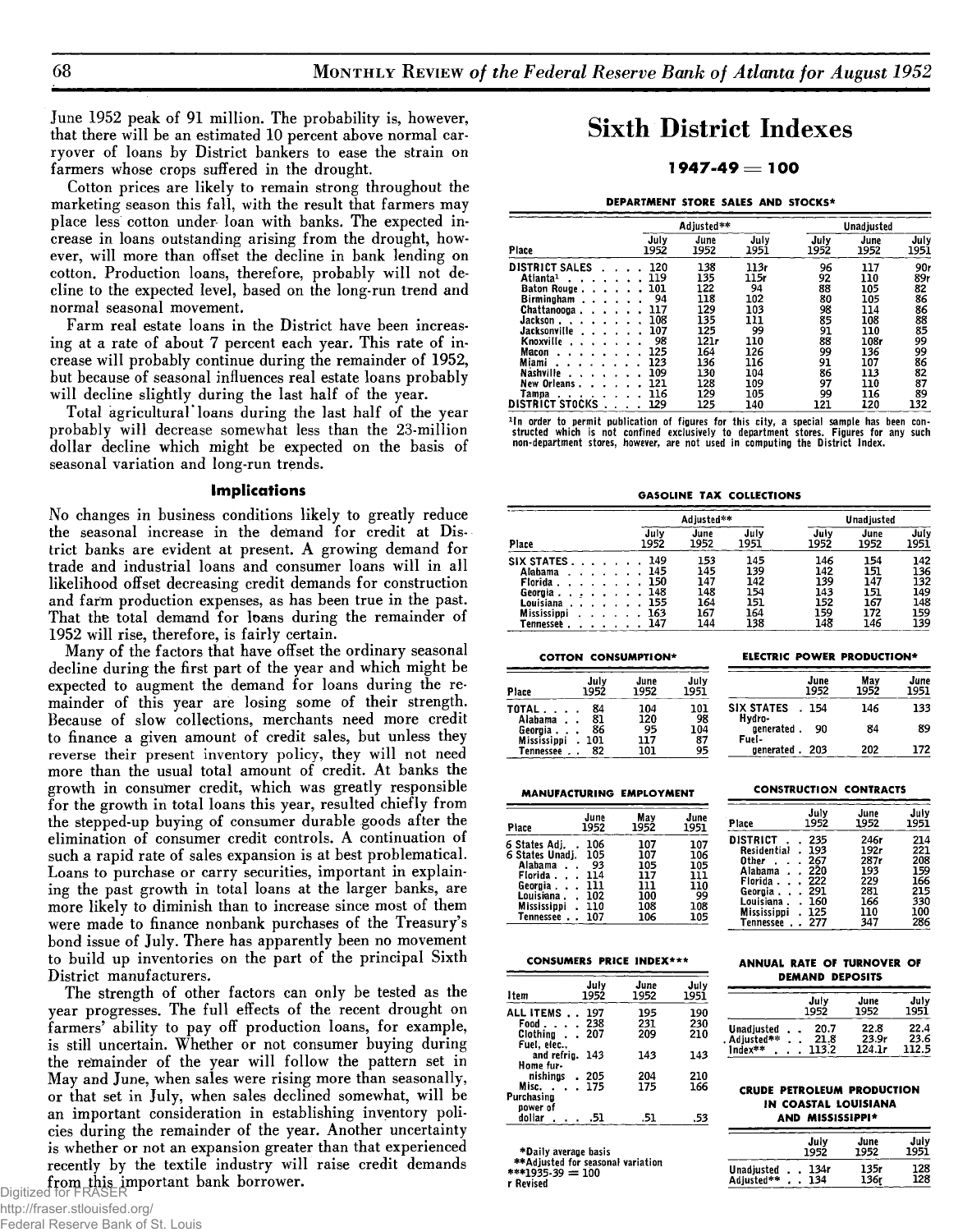June 1952 peak of 91 million. The probability is, however, that there will be an estimated 10 percent above normal carryover of loans by District bankers to ease the strain on farmers whose crops suffered in the drought.

Cotton prices are likely to remain strong throughout the marketing season this fall, with the result that farmers may place less cotton under loan with banks. The expected increase in loans outstanding arising from the drought, however, will more than offset the decline in bank lending on cotton. Production loans, therefore, probably will not decline to the expected level, based on the long-run trend and normal seasonal movement.

Farm real estate loans in the District have been increasing at a rate of about 7 percent each year. This rate of increase will probably continue during the remainder of 1952, but because of seasonal influences real estate loans probably will decline slightly during the last half of the year.

Total agricultural loans during the last half of the year probably will decrease somewhat less than the 23-million dollar decline which might be expected on the basis of seasonal variation and long-run trends.

### Implications

No changes in business conditions likely to greatly reduce the seasonal increase in the demand for credit at District banks are evident at present. A growing demand for trade and industrial loans and consumer loans will in all likelihood offset decreasing credit demands for construction and farm production expenses, as has been true in the past. That the total demand for loans during the remainder of 1952 will rise, therefore, is fairly certain.

Many of the factors that have offset the ordinary seasonal decline during the first part of the year and which might be expected to augment the demand for loans during the remainder of this year are losing some of their strength. Because of slow collections, merchants need more credit to finance a given amount of credit sales, but unless they reverse their present inventory policy, they will not need more than the usual total amount of credit. At banks the growth in consumer credit, which was greatly responsible for the growth in total loans this year, resulted chiefly from the stepped-up buying of consumer durable goods after the elimination of consumer credit controls. A continuation of such a rapid rate of sales expansion is at best problematical. Loans to purchase or carry securities, important in explaining the past growth in total loans at the larger banks, are more likely to diminish than to increase since most of them were made to finance nonbank purchases of the Treasury's bond issue of July. There has apparently been no movement to build up inventories on the part of the principal Sixth District manufacturers.

The strength of other factors can only be tested as the year progresses. The full effects of the recent drought on farmers' ability to pay off production loans, for example, is still uncertain. Whether or not consumer buying during the remainder of the year will follow the pattern set in May and June, when sales were rising more than seasonally, or that set in July, when sales declined somewhat, will be an important consideration in establishing inventory policies during the remainder of the year. Another uncertainty is whether or not an expansion greater than that experienced recently by the textile industry will raise credit demands from this important bank borrower.

# Sixth District Indexes

## 1947-49 = 100

#### DEPARTMENT STORE SALES AND STOCKS*

| | Adjusted** | | | Unadjusted | | |
|---|---|---|---|---|---|---|
| Place | July 1952 | June 1952 | July 1951 | July 1952 | June 1952 | July 1951 |
| DISTRICT SALES | 120 | 138 | 113r | 96 | 117 | 90r |
| Atlanta[1] | 119 | 135 | 115r | 92 | 110 | 89r |
| Baton Rouge | 101 | 122 | 94 | 88 | 105 | 82 |
| Birmingham | 94 | 118 | 102 | 80 | 105 | 86 |
| Chattanooga | 117 | 129 | 103 | 98 | 114 | 86 |
| Jackson | 108 | 135 | 111 | 85 | 108 | 88 |
| Jacksonville | 107 | 125 | 99 | 91 | 110 | 85 |
| Knoxville | 98 | 121r | 110 | 88 | 108r | 99 |
| Macon | 125 | 164 | 126 | 99 | 136 | 99 |
| Miami | 123 | 136 | 116 | 91 | 107 | 86 |
| Nashville | 109 | 130 | 104 | 86 | 113 | 82 |
| New Orleans | 121 | 128 | 109 | 97 | 110 | 87 |
| Tampa | 116 | 129 | 105 | 99 | 116 | 89 |
| DISTRICT STOCKS | 129 | 125 | 140 | 121 | 120 | 132 |

[1]In order to permit publication of figures for this city, a special sample has been constructed which is not confined exclusively to department stores. Figures for any such non-department stores, however, are not used in computing the District Index.

#### GASOLINE TAX COLLECTIONS

| | Adjusted** | | | Unadjusted | | |
|---|---|---|---|---|---|---|
| Place | July 1952 | June 1952 | July 1951 | July 1952 | June 1952 | July 1951 |
| SIX STATES | 149 | 153 | 145 | 146 | 154 | 142 |
| Alabama | 145 | 145 | 139 | 142 | 151 | 136 |
| Florida | 150 | 147 | 142 | 139 | 147 | 132 |
| Georgia | 148 | 148 | 154 | 143 | 151 | 149 |
| Louisiana | 155 | 164 | 151 | 152 | 167 | 148 |
| Mississippi | 163 | 167 | 164 | 159 | 172 | 159 |
| Tennessee | 147 | 144 | 138 | 148 | 146 | 139 |

#### COTTON CONSUMPTION*

| Place | July 1952 | June 1952 | July 1951 |
|---|---|---|---|
| TOTAL | 84 | 104 | 101 |
| Alabama | 81 | 120 | 98 |
| Georgia | 86 | 95 | 104 |
| Mississippi | 101 | 117 | 87 |
| Tennessee | 82 | 101 | 95 |

#### ELECTRIC POWER PRODUCTION*

| | June 1952 | May 1952 | June 1951 |
|---|---|---|---|
| SIX STATES | 154 | 146 | 133 |
| Hydro-generated | 90 | 84 | 89 |
| Fuel-generated | 203 | 202 | 172 |

#### MANUFACTURING EMPLOYMENT

| Place | June 1952 | May 1952 | June 1951 |
|---|---|---|---|
| 6 States Adj. | 106 | 107 | 107 |
| 6 States Unadj. | 105 | 107 | 106 |
| Alabama | 93 | 105 | 105 |
| Florida | 114 | 117 | 111 |
| Georgia | 111 | 111 | 110 |
| Louisiana | 102 | 100 | 99 |
| Mississippi | 110 | 108 | 108 |
| Tennessee | 107 | 106 | 105 |

#### CONSTRUCTION CONTRACTS

| Place | July 1952 | June 1952 | July 1951 |
|---|---|---|---|
| DISTRICT | 235 | 246r | 214 |
| Residential | 193 | 192r | 221 |
| Other | 267 | 287r | 208 |
| Alabama | 220 | 193 | 159 |
| Florida | 222 | 229 | 166 |
| Georgia | 291 | 281 | 215 |
| Louisiana | 160 | 166 | 330 |
| Mississippi | 125 | 110 | 100 |
| Tennessee | 277 | 347 | 286 |

#### CONSUMERS PRICE INDEX***

| Item | July 1952 | June 1952 | July 1951 |
|---|---|---|---|
| ALL ITEMS | 197 | 195 | 190 |
| Food | 238 | 231 | 230 |
| Clothing | 207 | 209 | 210 |
| Fuel, elec., and refrig. | 143 | 143 | 143 |
| Home furnishings | 205 | 204 | 210 |
| Misc. | 175 | 175 | 166 |
| Purchasing power of dollar | .51 | .51 | .53 |

#### ANNUAL RATE OF TURNOVER OF DEMAND DEPOSITS

| | July 1952 | June 1952 | July 1951 |
|---|---|---|---|
| Unadjusted | 20.7 | 22.8 | 22.4 |
| Adjusted** | 21.8 | 23.9r | 23.6 |
| Index** | 113.2 | 124.1r | 112.5 |

#### CRUDE PETROLEUM PRODUCTION IN COASTAL LOUISIANA AND MISSISSIPPI*

| | July 1952 | June 1952 | July 1951 |
|---|---|---|---|
| Unadjusted | 134r | 135r | 128 |
| Adjusted** | 134 | 136r | 128 |

*Daily average basis
**Adjusted for seasonal variation
***1935-39 = 100
r Revised